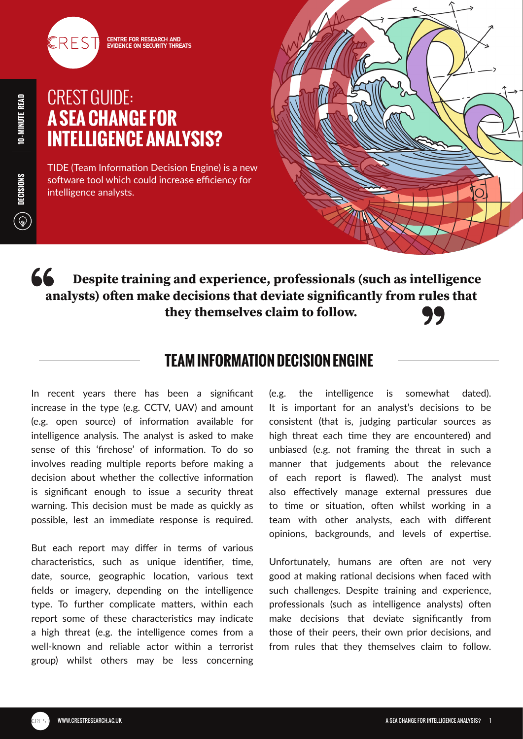CREST — CENTRE FOR RESEARCH AND EVIDENCE ON SECURITY THREATS

10-MINUTE READ | DECISIONS

# CREST GUIDE: A SEA CHANGE FOR INTELLIGENCE ANALYSIS?

TIDE (Team Information Decision Engine) is a new software tool which could increase efficiency for intelligence analysts.

> **Despite training and experience, professionals (such as intelligence analysts) often make decisions that deviate significantly from rules that they themselves claim to follow.**

## TEAM INFORMATION DECISION ENGINE

In recent years there has been a significant increase in the type (e.g. CCTV, UAV) and amount (e.g. open source) of information available for intelligence analysis. The analyst is asked to make sense of this 'firehose' of information. To do so involves reading multiple reports before making a decision about whether the collective information is significant enough to issue a security threat warning. This decision must be made as quickly as possible, lest an immediate response is required.

But each report may differ in terms of various characteristics, such as unique identifier, time, date, source, geographic location, various text fields or imagery, depending on the intelligence type. To further complicate matters, within each report some of these characteristics may indicate a high threat (e.g. the intelligence comes from a well-known and reliable actor within a terrorist group) whilst others may be less concerning (e.g. the intelligence is somewhat dated). It is important for an analyst's decisions to be consistent (that is, judging particular sources as high threat each time they are encountered) and unbiased (e.g. not framing the threat in such a manner that judgements about the relevance of each report is flawed). The analyst must also effectively manage external pressures due to time or situation, often whilst working in a team with other analysts, each with different opinions, backgrounds, and levels of expertise.

Unfortunately, humans are often are not very good at making rational decisions when faced with such challenges. Despite training and experience, professionals (such as intelligence analysts) often make decisions that deviate significantly from those of their peers, their own prior decisions, and from rules that they themselves claim to follow.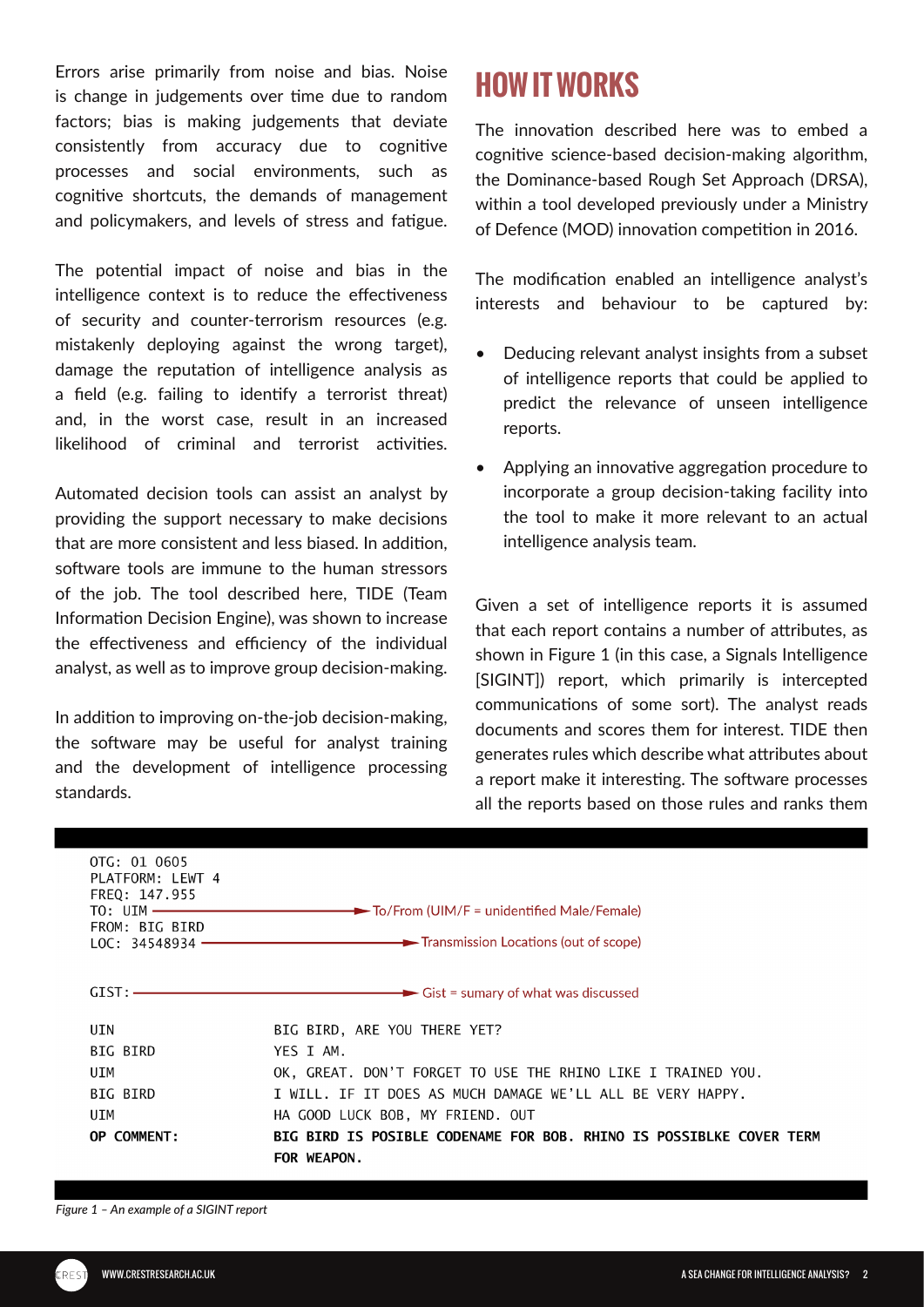Errors arise primarily from noise and bias. Noise is change in judgements over time due to random factors; bias is making judgements that deviate consistently from accuracy due to cognitive processes and social environments, such as cognitive shortcuts, the demands of management and policymakers, and levels of stress and fatigue.

The potential impact of noise and bias in the intelligence context is to reduce the effectiveness of security and counter-terrorism resources (e.g. mistakenly deploying against the wrong target), damage the reputation of intelligence analysis as a field (e.g. failing to identify a terrorist threat) and, in the worst case, result in an increased likelihood of criminal and terrorist activities.

Automated decision tools can assist an analyst by providing the support necessary to make decisions that are more consistent and less biased. In addition, software tools are immune to the human stressors of the job. The tool described here, TIDE (Team Information Decision Engine), was shown to increase the effectiveness and efficiency of the individual analyst, as well as to improve group decision-making.

In addition to improving on-the-job decision-making, the software may be useful for analyst training and the development of intelligence processing standards.

## HOW IT WORKS

The innovation described here was to embed a cognitive science-based decision-making algorithm, the Dominance-based Rough Set Approach (DRSA), within a tool developed previously under a Ministry of Defence (MOD) innovation competition in 2016.

The modification enabled an intelligence analyst's interests and behaviour to be captured by:

- Deducing relevant analyst insights from a subset of intelligence reports that could be applied to predict the relevance of unseen intelligence reports.
- Applying an innovative aggregation procedure to incorporate a group decision-taking facility into the tool to make it more relevant to an actual intelligence analysis team.

Given a set of intelligence reports it is assumed that each report contains a number of attributes, as shown in Figure 1 (in this case, a Signals Intelligence [SIGINT]) report, which primarily is intercepted communications of some sort). The analyst reads documents and scores them for interest. TIDE then generates rules which describe what attributes about a report make it interesting. The software processes all the reports based on those rules and ranks them

```
OTG: 01 0605
PLATFORM: LEWT 4
FREQ: 147.955
TO: UIM  ---------->  To/From (UIM/F = unidentified Male/Female)
FROM: BIG BIRD
LOC: 34548934  ---------->  Transmission Locations (out of scope)

GIST:  ---------->  Gist = sumary of what was discussed

UIN           BIG BIRD, ARE YOU THERE YET?
BIG BIRD      YES I AM.
UIM           OK, GREAT. DON'T FORGET TO USE THE RHINO LIKE I TRAINED YOU.
BIG BIRD      I WILL. IF IT DOES AS MUCH DAMAGE WE'LL ALL BE VERY HAPPY.
UIM           HA GOOD LUCK BOB, MY FRIEND. OUT
OP COMMENT:   BIG BIRD IS POSIBLE CODENAME FOR BOB. RHINO IS POSSIBLKE COVER TERM
              FOR WEAPON.
```

*Figure 1 – An example of a SIGINT report*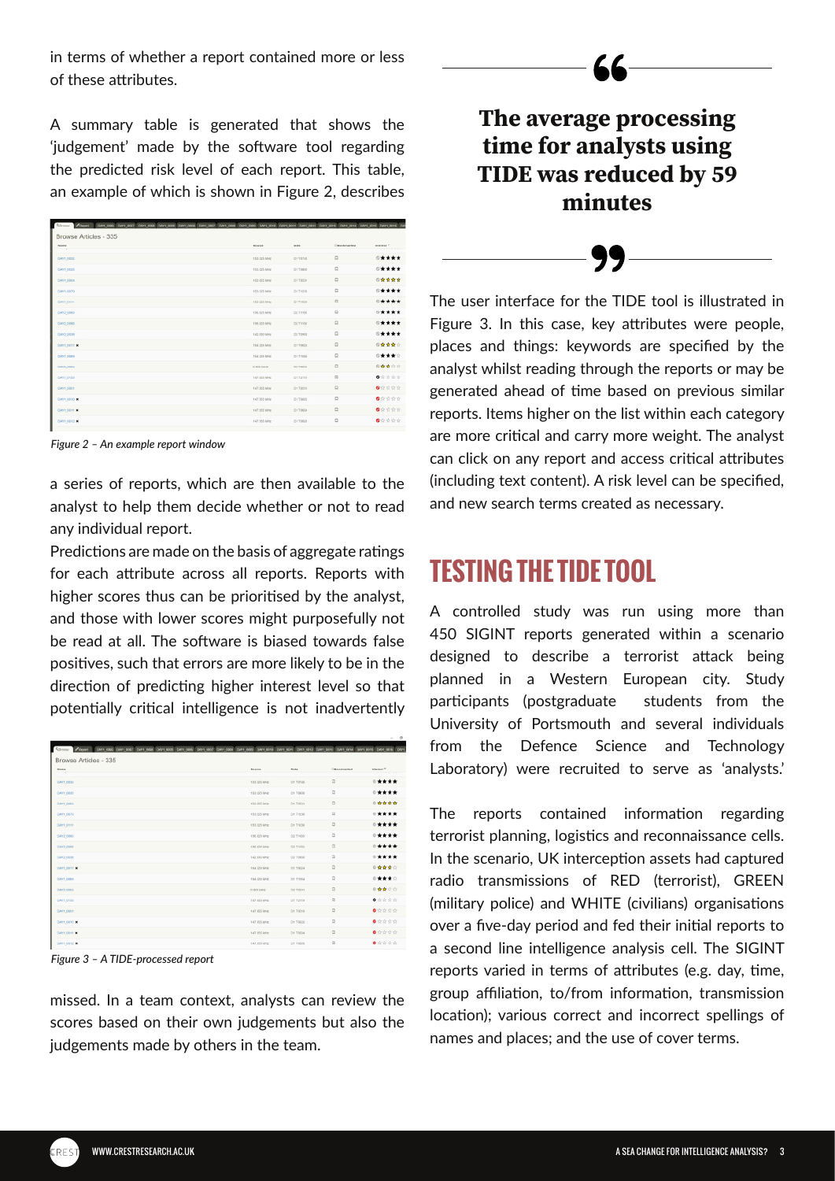in terms of whether a report contained more or less of these attributes.

A summary table is generated that shows the 'judgement' made by the software tool regarding the predicted risk level of each report. This table, an example of which is shown in Figure 2, describes a series of reports, which are then available to the analyst to help them decide whether or not to read any individual report.

*Figure 2 – An example report window*

Predictions are made on the basis of aggregate ratings for each attribute across all reports. Reports with higher scores thus can be prioritised by the analyst, and those with lower scores might purposefully not be read at all. The software is biased towards false positives, such that errors are more likely to be in the direction of predicting higher interest level so that potentially critical intelligence is not inadvertently missed. In a team context, analysts can review the scores based on their own judgements but also the judgements made by others in the team.

*Figure 3 – A TIDE-processed report*

> **The average processing time for analysts using TIDE was reduced by 59 minutes**

The user interface for the TIDE tool is illustrated in Figure 3. In this case, key attributes were people, places and things: keywords are specified by the analyst whilst reading through the reports or may be generated ahead of time based on previous similar reports. Items higher on the list within each category are more critical and carry more weight. The analyst can click on any report and access critical attributes (including text content). A risk level can be specified, and new search terms created as necessary.

## TESTING THE TIDE TOOL

A controlled study was run using more than 450 SIGINT reports generated within a scenario designed to describe a terrorist attack being planned in a Western European city. Study participants (postgraduate students from the University of Portsmouth and several individuals from the Defence Science and Technology Laboratory) were recruited to serve as 'analysts.'

The reports contained information regarding terrorist planning, logistics and reconnaissance cells. In the scenario, UK interception assets had captured radio transmissions of RED (terrorist), GREEN (military police) and WHITE (civilians) organisations over a five-day period and fed their initial reports to a second line intelligence analysis cell. The SIGINT reports varied in terms of attributes (e.g. day, time, group affiliation, to/from information, transmission location); various correct and incorrect spellings of names and places; and the use of cover terms.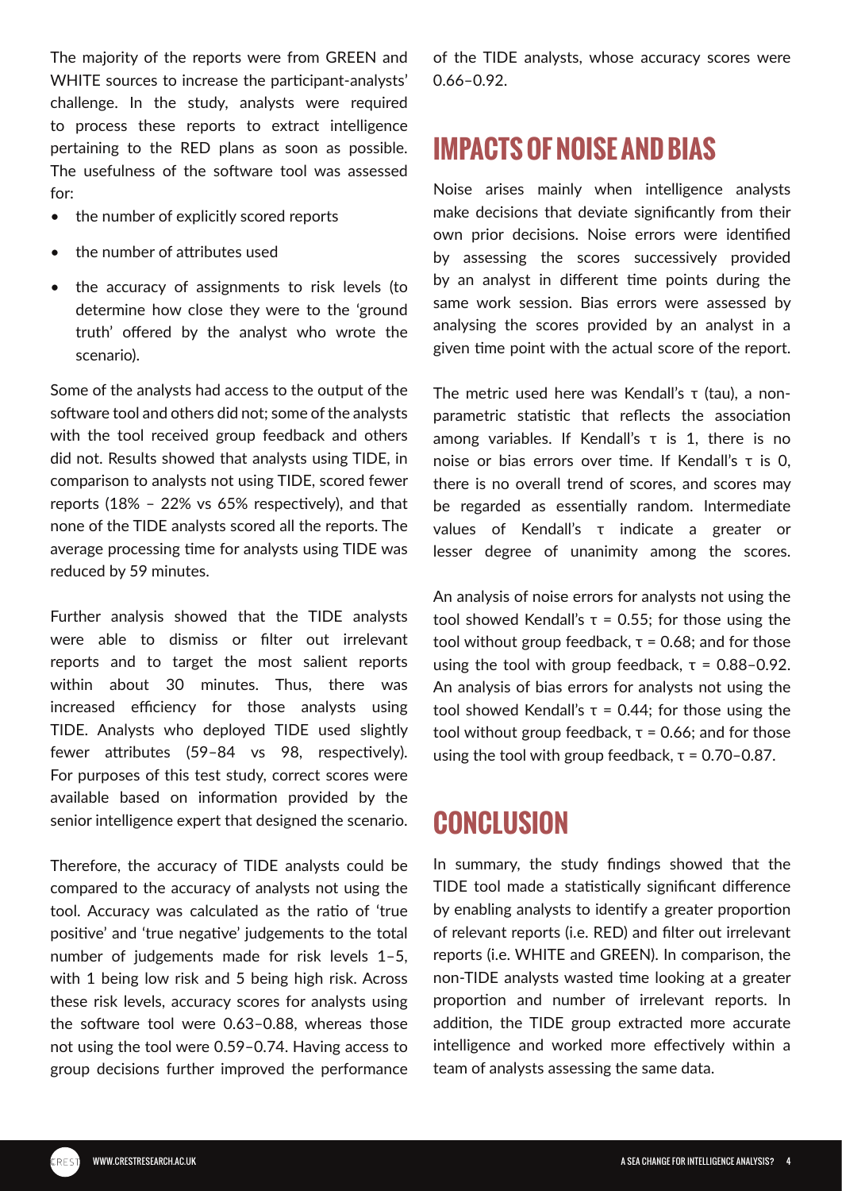The majority of the reports were from GREEN and WHITE sources to increase the participant-analysts' challenge. In the study, analysts were required to process these reports to extract intelligence pertaining to the RED plans as soon as possible. The usefulness of the software tool was assessed for:

- the number of explicitly scored reports
- the number of attributes used
- the accuracy of assignments to risk levels (to determine how close they were to the 'ground truth' offered by the analyst who wrote the scenario).

Some of the analysts had access to the output of the software tool and others did not; some of the analysts with the tool received group feedback and others did not. Results showed that analysts using TIDE, in comparison to analysts not using TIDE, scored fewer reports (18% – 22% vs 65% respectively), and that none of the TIDE analysts scored all the reports. The average processing time for analysts using TIDE was reduced by 59 minutes.

Further analysis showed that the TIDE analysts were able to dismiss or filter out irrelevant reports and to target the most salient reports within about 30 minutes. Thus, there was increased efficiency for those analysts using TIDE. Analysts who deployed TIDE used slightly fewer attributes (59–84 vs 98, respectively). For purposes of this test study, correct scores were available based on information provided by the senior intelligence expert that designed the scenario.

Therefore, the accuracy of TIDE analysts could be compared to the accuracy of analysts not using the tool. Accuracy was calculated as the ratio of 'true positive' and 'true negative' judgements to the total number of judgements made for risk levels 1–5, with 1 being low risk and 5 being high risk. Across these risk levels, accuracy scores for analysts using the software tool were 0.63–0.88, whereas those not using the tool were 0.59–0.74. Having access to group decisions further improved the performance of the TIDE analysts, whose accuracy scores were 0.66–0.92.

## IMPACTS OF NOISE AND BIAS

Noise arises mainly when intelligence analysts make decisions that deviate significantly from their own prior decisions. Noise errors were identified by assessing the scores successively provided by an analyst in different time points during the same work session. Bias errors were assessed by analysing the scores provided by an analyst in a given time point with the actual score of the report.

The metric used here was Kendall's $\tau$ (tau), a non-parametric statistic that reflects the association among variables. If Kendall's $\tau$ is 1, there is no noise or bias errors over time. If Kendall's $\tau$ is 0, there is no overall trend of scores, and scores may be regarded as essentially random. Intermediate values of Kendall's $\tau$ indicate a greater or lesser degree of unanimity among the scores.

An analysis of noise errors for analysts not using the tool showed Kendall's $\tau = 0.55$; for those using the tool without group feedback, $\tau = 0.68$; and for those using the tool with group feedback, $\tau = 0.88$–$0.92$. An analysis of bias errors for analysts not using the tool showed Kendall's $\tau = 0.44$; for those using the tool without group feedback, $\tau = 0.66$; and for those using the tool with group feedback, $\tau = 0.70$–$0.87$.

## CONCLUSION

In summary, the study findings showed that the TIDE tool made a statistically significant difference by enabling analysts to identify a greater proportion of relevant reports (i.e. RED) and filter out irrelevant reports (i.e. WHITE and GREEN). In comparison, the non-TIDE analysts wasted time looking at a greater proportion and number of irrelevant reports. In addition, the TIDE group extracted more accurate intelligence and worked more effectively within a team of analysts assessing the same data.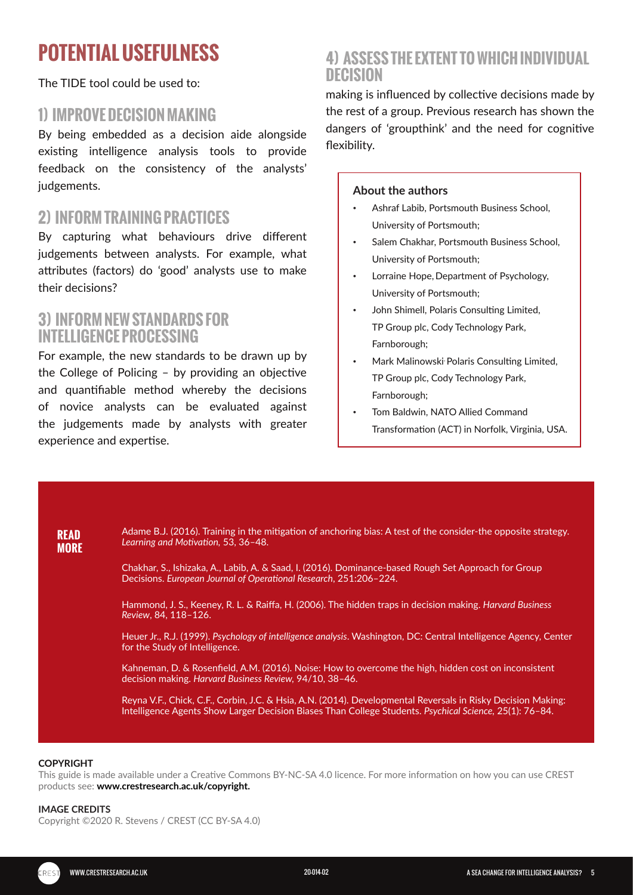# POTENTIAL USEFULNESS

The TIDE tool could be used to:

## 1) IMPROVE DECISION MAKING

By being embedded as a decision aide alongside existing intelligence analysis tools to provide feedback on the consistency of the analysts' judgements.

## 2) INFORM TRAINING PRACTICES

By capturing what behaviours drive different judgements between analysts. For example, what attributes (factors) do 'good' analysts use to make their decisions?

## 3) INFORM NEW STANDARDS FOR INTELLIGENCE PROCESSING

For example, the new standards to be drawn up by the College of Policing – by providing an objective and quantifiable method whereby the decisions of novice analysts can be evaluated against the judgements made by analysts with greater experience and expertise.

## 4) ASSESS THE EXTENT TO WHICH INDIVIDUAL DECISION

making is influenced by collective decisions made by the rest of a group. Previous research has shown the dangers of 'groupthink' and the need for cognitive flexibility.

**About the authors**

- Ashraf Labib, Portsmouth Business School, University of Portsmouth;
- Salem Chakhar, Portsmouth Business School, University of Portsmouth;
- Lorraine Hope, Department of Psychology, University of Portsmouth;
- John Shimell, Polaris Consulting Limited, TP Group plc, Cody Technology Park, Farnborough;
- Mark Malinowski Polaris Consulting Limited, TP Group plc, Cody Technology Park, Farnborough;
- Tom Baldwin, NATO Allied Command Transformation (ACT) in Norfolk, Virginia, USA.

## READ MORE

Adame B.J. (2016). Training in the mitigation of anchoring bias: A test of the consider-the opposite strategy. *Learning and Motivation,* 53, 36–48.

Chakhar, S., Ishizaka, A., Labib, A. & Saad, I. (2016). Dominance-based Rough Set Approach for Group Decisions. *European Journal of Operational Research*, 251:206–224.

Hammond, J. S., Keeney, R. L. & Raiffa, H. (2006). The hidden traps in decision making. *Harvard Business Review*, 84, 118–126.

Heuer Jr., R.J. (1999). *Psychology of intelligence analysis*. Washington, DC: Central Intelligence Agency, Center for the Study of Intelligence.

Kahneman, D. & Rosenfield, A.M. (2016). Noise: How to overcome the high, hidden cost on inconsistent decision making. *Harvard Business Review,* 94/10, 38–46.

Reyna V.F., Chick, C.F., Corbin, J.C. & Hsia, A.N. (2014). Developmental Reversals in Risky Decision Making: Intelligence Agents Show Larger Decision Biases Than College Students. *Psychical Science,* 25(1): 76–84.

**COPYRIGHT**

This guide is made available under a Creative Commons BY-NC-SA 4.0 licence. For more information on how you can use CREST products see: **www.crestresearch.ac.uk/copyright.**

**IMAGE CREDITS**

Copyright ©2020 R. Stevens / CREST (CC BY-SA 4.0)